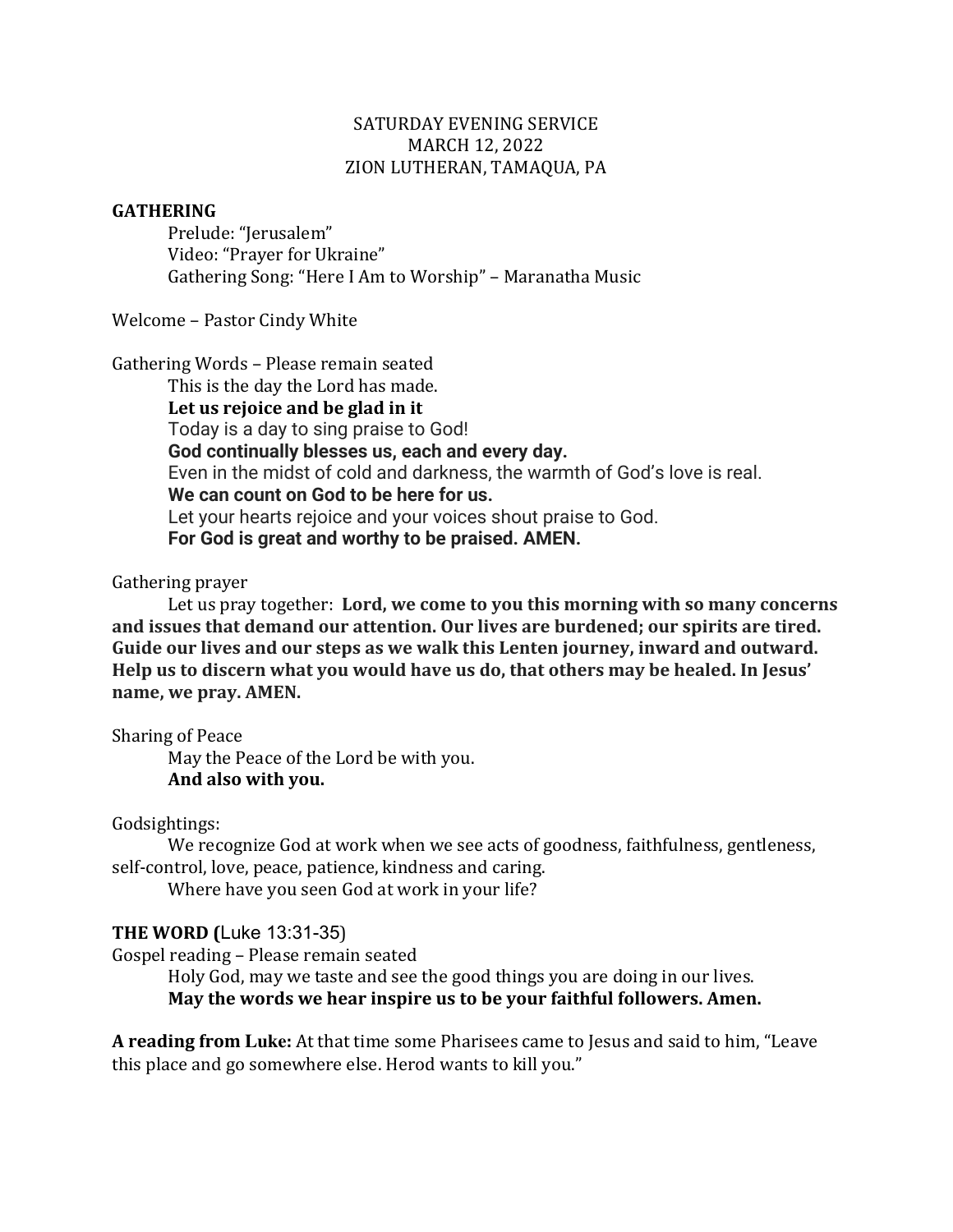SATURDAY EVENING SERVICE
MARCH 12, 2022
ZION LUTHERAN, TAMAQUA, PA

**GATHERING**

Prelude: "Jerusalem"
Video: "Prayer for Ukraine"
Gathering Song: "Here I Am to Worship" – Maranatha Music

Welcome – Pastor Cindy White

Gathering Words – Please remain seated

This is the day the Lord has made.
**Let us rejoice and be glad in it**
Today is a day to sing praise to God!
**God continually blesses us, each and every day.**
Even in the midst of cold and darkness, the warmth of God's love is real.
**We can count on God to be here for us.**
Let your hearts rejoice and your voices shout praise to God.
**For God is great and worthy to be praised. AMEN.**

Gathering prayer

Let us pray together: **Lord, we come to you this morning with so many concerns and issues that demand our attention. Our lives are burdened; our spirits are tired. Guide our lives and our steps as we walk this Lenten journey, inward and outward. Help us to discern what you would have us do, that others may be healed. In Jesus' name, we pray. AMEN.**

Sharing of Peace

May the Peace of the Lord be with you.
**And also with you.**

Godsightings:

We recognize God at work when we see acts of goodness, faithfulness, gentleness, self-control, love, peace, patience, kindness and caring.

Where have you seen God at work in your life?

**THE WORD (**Luke 13:31-35)

Gospel reading – Please remain seated

Holy God, may we taste and see the good things you are doing in our lives.
**May the words we hear inspire us to be your faithful followers. Amen.**

**A reading from Luke:** At that time some Pharisees came to Jesus and said to him, "Leave this place and go somewhere else. Herod wants to kill you."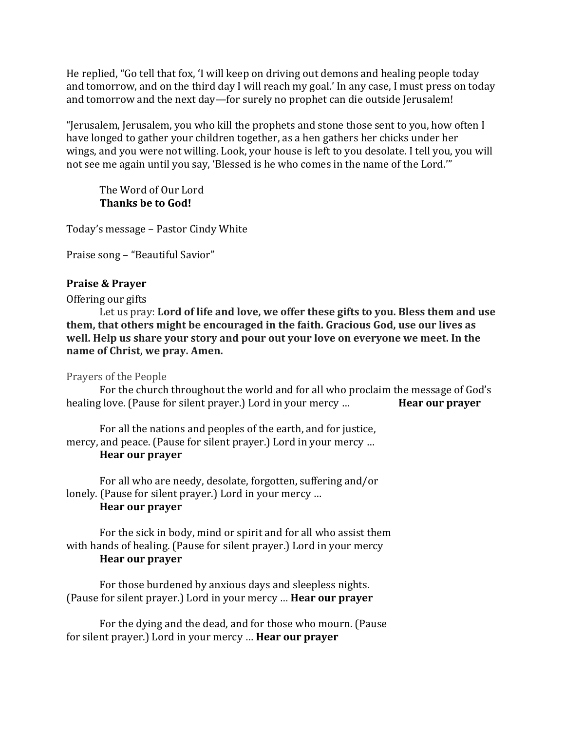He replied, “Go tell that fox, ‘I will keep on driving out demons and healing people today and tomorrow, and on the third day I will reach my goal.’ In any case, I must press on today and tomorrow and the next day—for surely no prophet can die outside Jerusalem!

“Jerusalem, Jerusalem, you who kill the prophets and stone those sent to you, how often I have longed to gather your children together, as a hen gathers her chicks under her wings, and you were not willing. Look, your house is left to you desolate. I tell you, you will not see me again until you say, ‘Blessed is he who comes in the name of the Lord.’”

The Word of Our Lord
**Thanks be to God!**

Today’s message – Pastor Cindy White

Praise song – “Beautiful Savior”

**Praise & Prayer**

Offering our gifts

Let us pray: **Lord of life and love, we offer these gifts to you. Bless them and use them, that others might be encouraged in the faith. Gracious God, use our lives as well. Help us share your story and pour out your love on everyone we meet. In the name of Christ, we pray. Amen.**

Prayers of the People

For the church throughout the world and for all who proclaim the message of God’s healing love. (Pause for silent prayer.) Lord in your mercy … **Hear our prayer**

For all the nations and peoples of the earth, and for justice, mercy, and peace. (Pause for silent prayer.) Lord in your mercy …
**Hear our prayer**

For all who are needy, desolate, forgotten, suffering and/or lonely. (Pause for silent prayer.) Lord in your mercy …
**Hear our prayer**

For the sick in body, mind or spirit and for all who assist them with hands of healing. (Pause for silent prayer.) Lord in your mercy
**Hear our prayer**

For those burdened by anxious days and sleepless nights. (Pause for silent prayer.) Lord in your mercy … **Hear our prayer**

For the dying and the dead, and for those who mourn. (Pause for silent prayer.) Lord in your mercy … **Hear our prayer**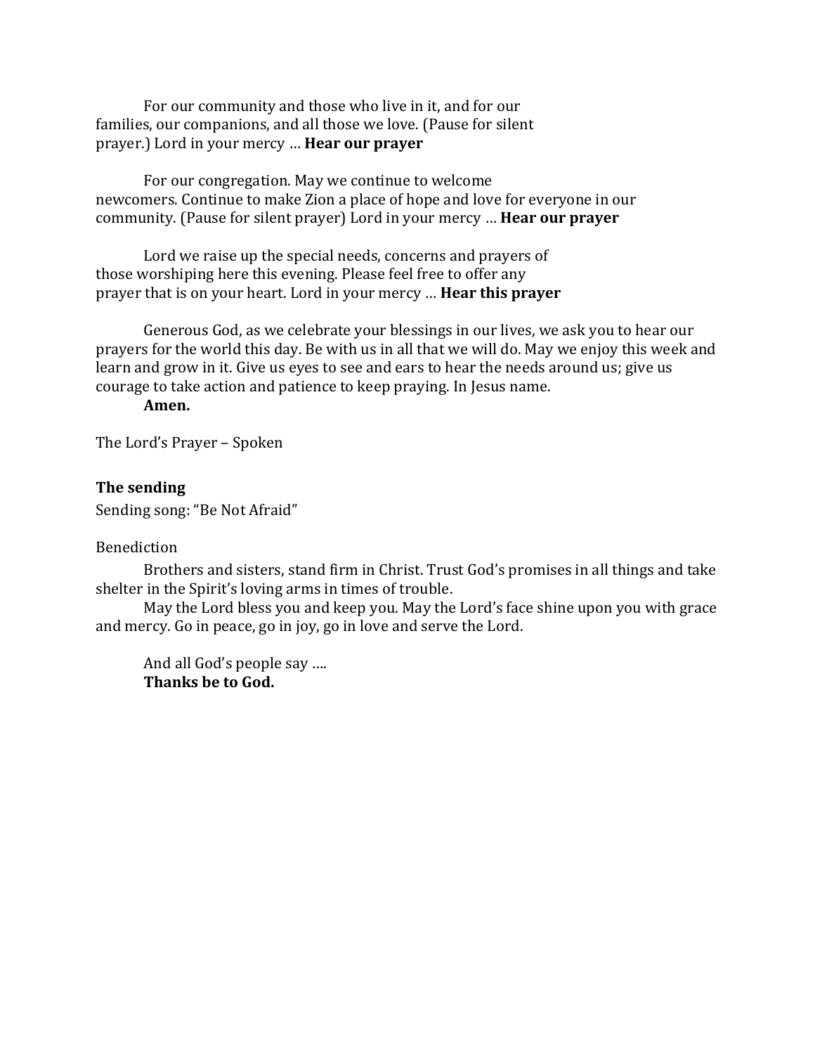For our community and those who live in it, and for our families, our companions, and all those we love. (Pause for silent prayer.) Lord in your mercy … **Hear our prayer**

For our congregation. May we continue to welcome newcomers. Continue to make Zion a place of hope and love for everyone in our community. (Pause for silent prayer) Lord in your mercy … **Hear our prayer**

Lord we raise up the special needs, concerns and prayers of those worshiping here this evening. Please feel free to offer any prayer that is on your heart. Lord in your mercy … **Hear this prayer**

Generous God, as we celebrate your blessings in our lives, we ask you to hear our prayers for the world this day. Be with us in all that we will do. May we enjoy this week and learn and grow in it. Give us eyes to see and ears to hear the needs around us; give us courage to take action and patience to keep praying. In Jesus name.

**Amen.**

The Lord's Prayer – Spoken

**The sending**

Sending song: "Be Not Afraid"

Benediction

Brothers and sisters, stand firm in Christ. Trust God's promises in all things and take shelter in the Spirit's loving arms in times of trouble.

May the Lord bless you and keep you. May the Lord's face shine upon you with grace and mercy. Go in peace, go in joy, go in love and serve the Lord.

And all God's people say ….

**Thanks be to God.**